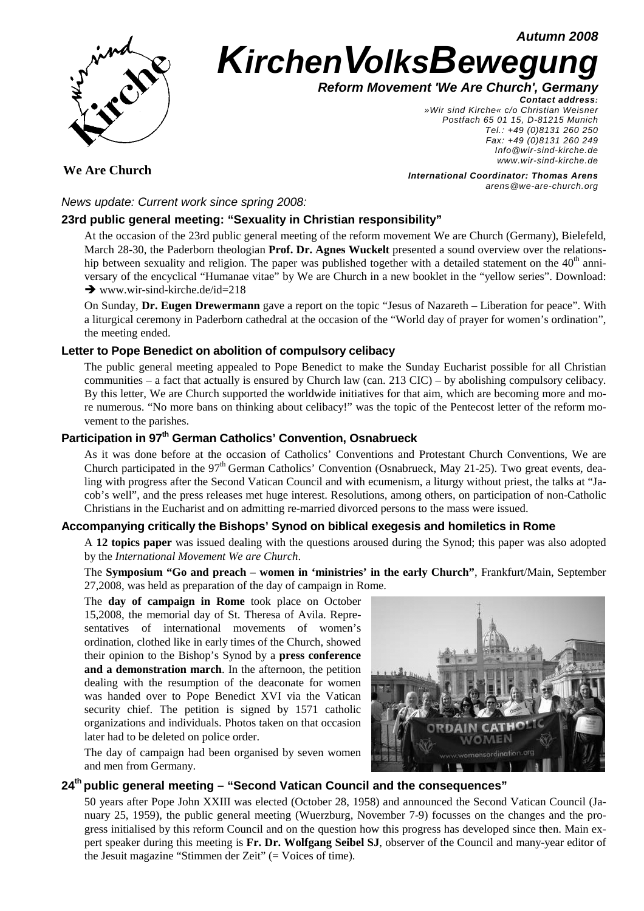Autumn 2008

# KirchenVolksBewegung

**Reform Movement 'We Are Church', Germany**

**We Are Church**

*Contact address:*
*»Wir sind Kirche« c/o Christian Weisner*
*Postfach 65 01 15, D-81215 Munich*
*Tel.: +49 (0)8131 260 250*
*Fax: +49 (0)8131 260 249*
*Info@wir-sind-kirche.de*
*www.wir-sind-kirche.de*

*International Coordinator: Thomas Arens*
*arens@we-are-church.org*

*News update: Current work since spring 2008:*

## 23rd public general meeting: "Sexuality in Christian responsibility"

At the occasion of the 23rd public general meeting of the reform movement We are Church (Germany), Bielefeld, March 28-30, the Paderborn theologian **Prof. Dr. Agnes Wuckelt** presented a sound overview over the relationship between sexuality and religion. The paper was published together with a detailed statement on the 40th anniversary of the encyclical "Humanae vitae" by We are Church in a new booklet in the "yellow series". Download: ➔ www.wir-sind-kirche.de/id=218

On Sunday, **Dr. Eugen Drewermann** gave a report on the topic "Jesus of Nazareth – Liberation for peace". With a liturgical ceremony in Paderborn cathedral at the occasion of the "World day of prayer for women's ordination", the meeting ended.

## Letter to Pope Benedict on abolition of compulsory celibacy

The public general meeting appealed to Pope Benedict to make the Sunday Eucharist possible for all Christian communities – a fact that actually is ensured by Church law (can. 213 CIC) – by abolishing compulsory celibacy. By this letter, We are Church supported the worldwide initiatives for that aim, which are becoming more and more numerous. "No more bans on thinking about celibacy!" was the topic of the Pentecost letter of the reform movement to the parishes.

## Participation in 97th German Catholics' Convention, Osnabrueck

As it was done before at the occasion of Catholics' Conventions and Protestant Church Conventions, We are Church participated in the 97th German Catholics' Convention (Osnabrueck, May 21-25). Two great events, dealing with progress after the Second Vatican Council and with ecumenism, a liturgy without priest, the talks at "Jacob's well", and the press releases met huge interest. Resolutions, among others, on participation of non-Catholic Christians in the Eucharist and on admitting re-married divorced persons to the mass were issued.

## Accompanying critically the Bishops' Synod on biblical exegesis and homiletics in Rome

A **12 topics paper** was issued dealing with the questions aroused during the Synod; this paper was also adopted by the *International Movement We are Church*.

The **Symposium "Go and preach – women in 'ministries' in the early Church"**, Frankfurt/Main, September 27,2008, was held as preparation of the day of campaign in Rome.

The **day of campaign in Rome** took place on October 15,2008, the memorial day of St. Theresa of Avila. Representatives of international movements of women's ordination, clothed like in early times of the Church, showed their opinion to the Bishop's Synod by a **press conference and a demonstration march**. In the afternoon, the petition dealing with the resumption of the deaconate for women was handed over to Pope Benedict XVI via the Vatican security chief. The petition is signed by 1571 catholic organizations and individuals. Photos taken on that occasion later had to be deleted on police order.

The day of campaign had been organised by seven women and men from Germany.

## 24th public general meeting – "Second Vatican Council and the consequences"

50 years after Pope John XXIII was elected (October 28, 1958) and announced the Second Vatican Council (January 25, 1959), the public general meeting (Wuerzburg, November 7-9) focusses on the changes and the progress initialised by this reform Council and on the question how this progress has developed since then. Main expert speaker during this meeting is **Fr. Dr. Wolfgang Seibel SJ**, observer of the Council and many-year editor of the Jesuit magazine "Stimmen der Zeit" (= Voices of time).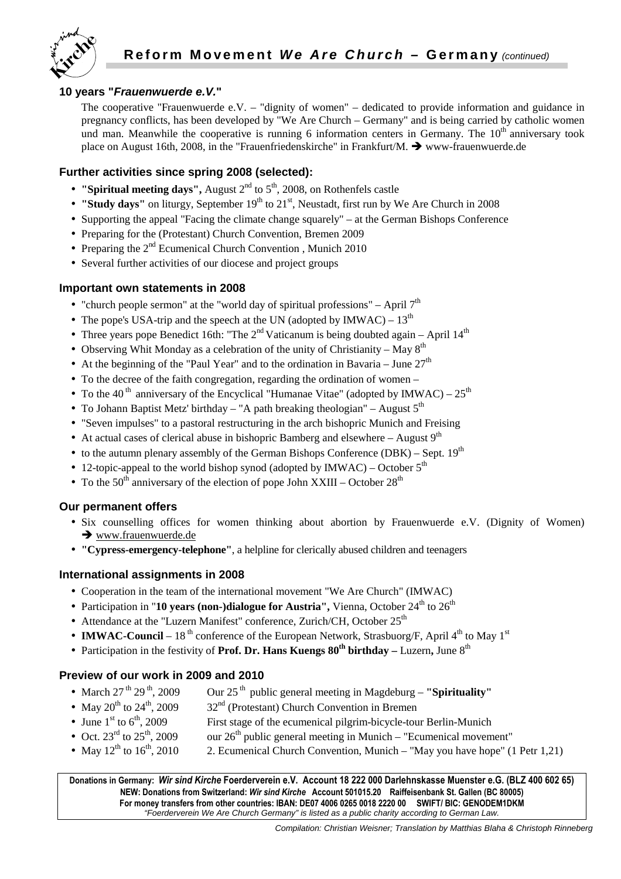## 10 years "*Frauenwuerde e.V.*"

The cooperative "Frauenwuerde e.V. – "dignity of women" – dedicated to provide information and guidance in pregnancy conflicts, has been developed by "We Are Church – Germany" and is being carried by catholic women und man. Meanwhile the cooperative is running 6 information centers in Germany. The 10th anniversary took place on August 16th, 2008, in the "Frauenfriedenskirche" in Frankfurt/M. ➔ www-frauenwuerde.de

## Further activities since spring 2008 (selected):

- **"Spiritual meeting days",** August 2nd to 5th, 2008, on Rothenfels castle
- **"Study days"** on liturgy, September 19th to 21st, Neustadt, first run by We Are Church in 2008
- Supporting the appeal "Facing the climate change squarely" – at the German Bishops Conference
- Preparing for the (Protestant) Church Convention, Bremen 2009
- Preparing the 2nd Ecumenical Church Convention , Munich 2010
- Several further activities of our diocese and project groups

## Important own statements in 2008

- "church people sermon" at the "world day of spiritual professions" – April 7th
- The pope's USA-trip and the speech at the UN (adopted by IMWAC) – 13th
- Three years pope Benedict 16th: "The 2nd Vaticanum is being doubted again – April 14th
- Observing Whit Monday as a celebration of the unity of Christianity – May 8th
- At the beginning of the "Paul Year" and to the ordination in Bavaria – June 27th
- To the decree of the faith congregation, regarding the ordination of women –
- To the 40 th anniversary of the Encyclical "Humanae Vitae" (adopted by IMWAC) – 25th
- To Johann Baptist Metz' birthday – "A path breaking theologian" – August 5th
- "Seven impulses" to a pastoral restructuring in the arch bishopric Munich and Freising
- At actual cases of clerical abuse in bishopric Bamberg and elsewhere – August 9th
- to the autumn plenary assembly of the German Bishops Conference (DBK) – Sept. 19th
- 12-topic-appeal to the world bishop synod (adopted by IMWAC) – October 5th
- To the 50th anniversary of the election of pope John XXIII – October 28th

## Our permanent offers

- Six counselling offices for women thinking about abortion by Frauenwuerde e.V. (Dignity of Women) ➔ www.frauenwuerde.de
- **"Cypress-emergency-telephone"**, a helpline for clerically abused children and teenagers

## International assignments in 2008

- Cooperation in the team of the international movement "We Are Church" (IMWAC)
- Participation in "**10 years (non-)dialogue for Austria",** Vienna, October 24th to 26th
- Attendance at the "Luzern Manifest" conference, Zurich/CH, October 25th
- **IMWAC-Council** – 18 th conference of the European Network, Strasbuorg/F, April 4th to May 1st
- Participation in the festivity of **Prof. Dr. Hans Kuengs 80th birthday –** Luzern**,** June 8th

## Preview of our work in 2009 and 2010

- March 27 th 29 th, 2009 — Our 25 th public general meeting in Magdeburg – **"Spirituality"**
- May 20th to 24th, 2009 — 32nd (Protestant) Church Convention in Bremen
- June 1st to 6th, 2009 — First stage of the ecumenical pilgrim-bicycle-tour Berlin-Munich
- Oct. 23rd to 25th, 2009 — our 26th public general meeting in Munich – "Ecumenical movement"
- May 12th to 16th, 2010 — 2. Ecumenical Church Convention, Munich – "May you have hope" (1 Petr 1,21)

**Donations in Germany: *Wir sind Kirche* Foerderverein e.V. Account 18 222 000 Darlehnskasse Muenster e.G. (BLZ 400 602 65)**
**NEW: Donations from Switzerland: *Wir sind Kirche* Account 501015.20 Raiffeisenbank St. Gallen (BC 80005)**
**For money transfers from other countries: IBAN: DE07 4006 0265 0018 2220 00 SWIFT/ BIC: GENODEM1DKM**
*"Foerderverein We Are Church Germany" is listed as a public charity according to German Law.*

*Compilation: Christian Weisner; Translation by Matthias Blaha & Christoph Rinneberg*